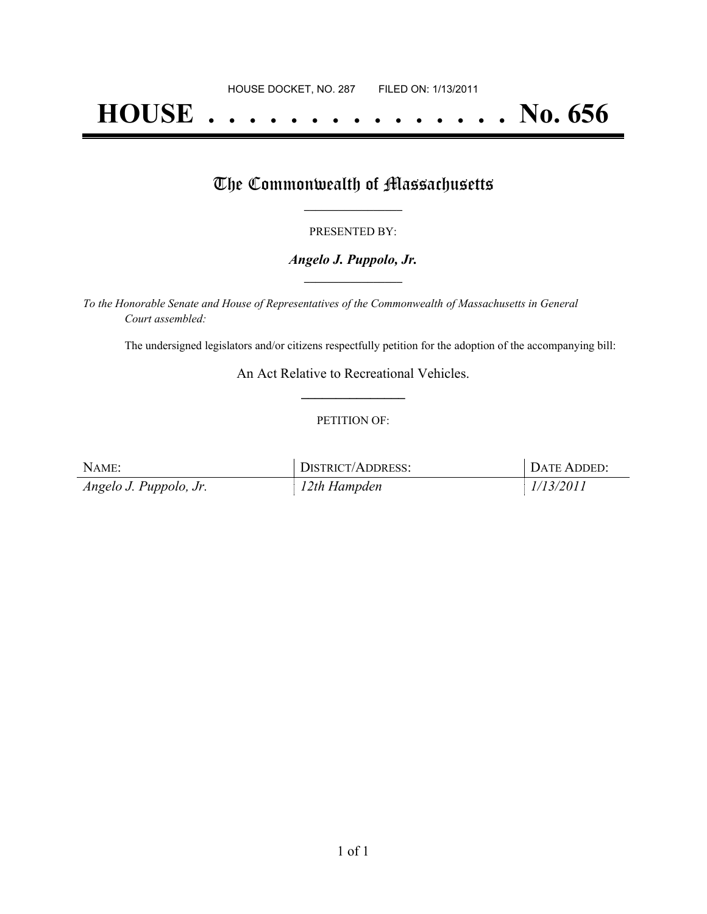HOUSE DOCKET, NO. 287        FILED ON: 1/13/2011

# HOUSE . . . . . . . . . . . . . . . No. 656

## The Commonwealth of Massachusetts

PRESENTED BY:

***Angelo J. Puppolo, Jr.***

*To the Honorable Senate and House of Representatives of the Commonwealth of Massachusetts in General Court assembled:*

The undersigned legislators and/or citizens respectfully petition for the adoption of the accompanying bill:

An Act Relative to Recreational Vehicles.

PETITION OF:

| NAME: | DISTRICT/ADDRESS: | DATE ADDED: |
| --- | --- | --- |
| *Angelo J. Puppolo, Jr.* | *12th Hampden* | *1/13/2011* |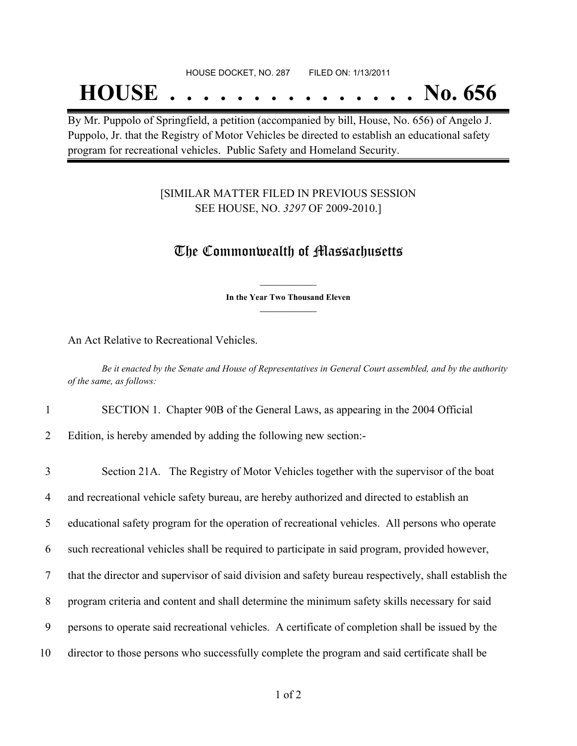HOUSE DOCKET, NO. 287        FILED ON: 1/13/2011

# HOUSE . . . . . . . . . . . . . . . No. 656

By Mr. Puppolo of Springfield, a petition (accompanied by bill, House, No. 656) of Angelo J. Puppolo, Jr. that the Registry of Motor Vehicles be directed to establish an educational safety program for recreational vehicles. Public Safety and Homeland Security.

[SIMILAR MATTER FILED IN PREVIOUS SESSION SEE HOUSE, NO. *3297* OF 2009-2010.]

## The Commonwealth of Massachusetts

**In the Year Two Thousand Eleven**

An Act Relative to Recreational Vehicles.

*Be it enacted by the Senate and House of Representatives in General Court assembled, and by the authority of the same, as follows:*

1 SECTION 1. Chapter 90B of the General Laws, as appearing in the 2004 Official
2 Edition, is hereby amended by adding the following new section:-

3 Section 21A. The Registry of Motor Vehicles together with the supervisor of the boat
4 and recreational vehicle safety bureau, are hereby authorized and directed to establish an
5 educational safety program for the operation of recreational vehicles. All persons who operate
6 such recreational vehicles shall be required to participate in said program, provided however,
7 that the director and supervisor of said division and safety bureau respectively, shall establish the
8 program criteria and content and shall determine the minimum safety skills necessary for said
9 persons to operate said recreational vehicles. A certificate of completion shall be issued by the
10 director to those persons who successfully complete the program and said certificate shall be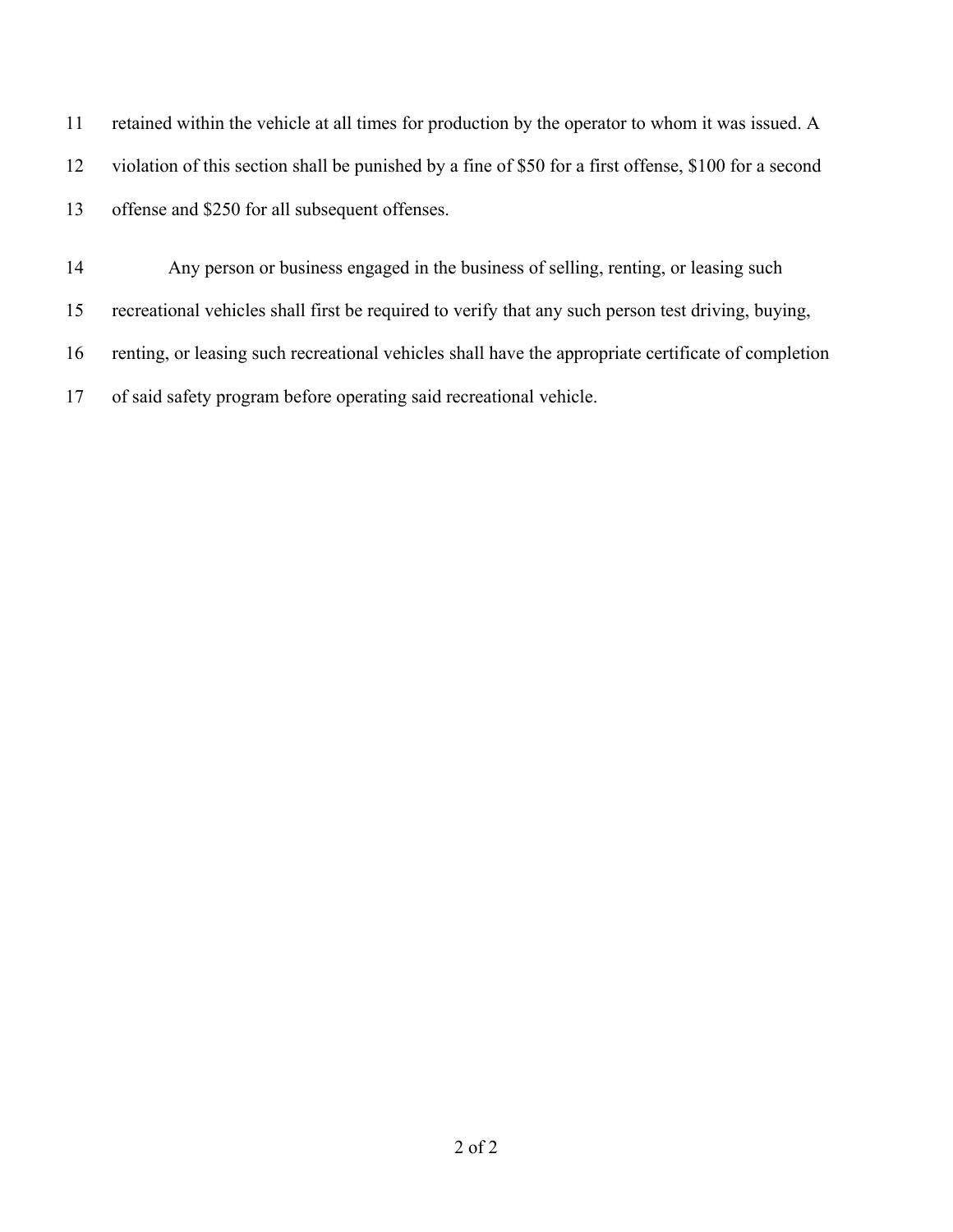retained within the vehicle at all times for production by the operator to whom it was issued. A violation of this section shall be punished by a fine of $50 for a first offense, $100 for a second offense and $250 for all subsequent offenses.

Any person or business engaged in the business of selling, renting, or leasing such recreational vehicles shall first be required to verify that any such person test driving, buying, renting, or leasing such recreational vehicles shall have the appropriate certificate of completion of said safety program before operating said recreational vehicle.